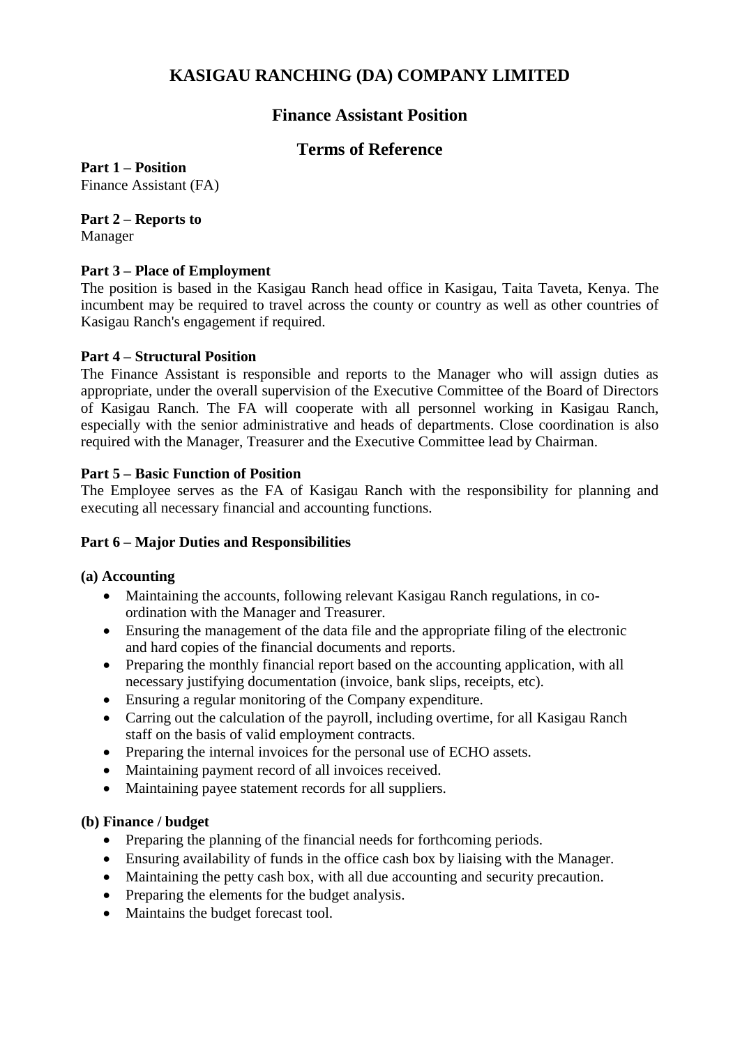# KASIGAU RANCHING (DA) COMPANY LIMITED

## Finance Assistant Position

## Terms of Reference

**Part 1 – Position**
Finance Assistant (FA)

**Part 2 – Reports to**
Manager

**Part 3 – Place of Employment**
The position is based in the Kasigau Ranch head office in Kasigau, Taita Taveta, Kenya. The incumbent may be required to travel across the county or country as well as other countries of Kasigau Ranch's engagement if required.

**Part 4 – Structural Position**
The Finance Assistant is responsible and reports to the Manager who will assign duties as appropriate, under the overall supervision of the Executive Committee of the Board of Directors of Kasigau Ranch. The FA will cooperate with all personnel working in Kasigau Ranch, especially with the senior administrative and heads of departments. Close coordination is also required with the Manager, Treasurer and the Executive Committee lead by Chairman.

**Part 5 – Basic Function of Position**
The Employee serves as the FA of Kasigau Ranch with the responsibility for planning and executing all necessary financial and accounting functions.

**Part 6 – Major Duties and Responsibilities**

**(a) Accounting**

- Maintaining the accounts, following relevant Kasigau Ranch regulations, in co-ordination with the Manager and Treasurer.
- Ensuring the management of the data file and the appropriate filing of the electronic and hard copies of the financial documents and reports.
- Preparing the monthly financial report based on the accounting application, with all necessary justifying documentation (invoice, bank slips, receipts, etc).
- Ensuring a regular monitoring of the Company expenditure.
- Carring out the calculation of the payroll, including overtime, for all Kasigau Ranch staff on the basis of valid employment contracts.
- Preparing the internal invoices for the personal use of ECHO assets.
- Maintaining payment record of all invoices received.
- Maintaining payee statement records for all suppliers.

**(b) Finance / budget**

- Preparing the planning of the financial needs for forthcoming periods.
- Ensuring availability of funds in the office cash box by liaising with the Manager.
- Maintaining the petty cash box, with all due accounting and security precaution.
- Preparing the elements for the budget analysis.
- Maintains the budget forecast tool.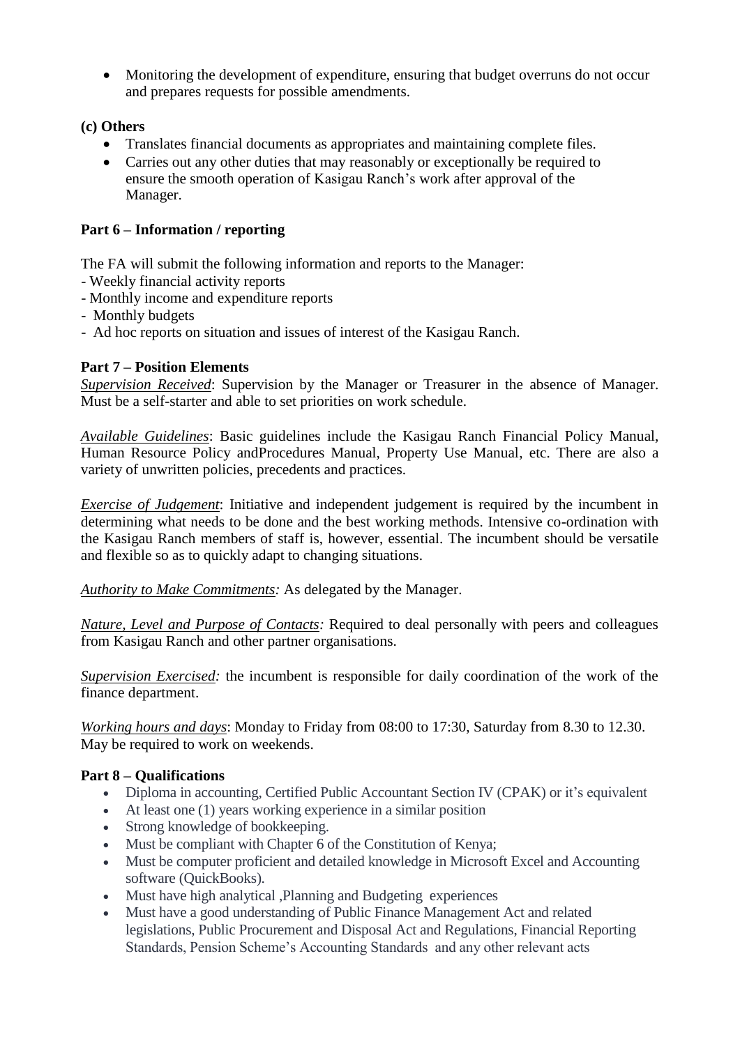- Monitoring the development of expenditure, ensuring that budget overruns do not occur and prepares requests for possible amendments.

**(c) Others**

- Translates financial documents as appropriates and maintaining complete files.
- Carries out any other duties that may reasonably or exceptionally be required to ensure the smooth operation of Kasigau Ranch's work after approval of the Manager.

**Part 6 – Information / reporting**

The FA will submit the following information and reports to the Manager:

- Weekly financial activity reports
- Monthly income and expenditure reports
- Monthly budgets
- Ad hoc reports on situation and issues of interest of the Kasigau Ranch.

**Part 7 – Position Elements**

*Supervision Received*: Supervision by the Manager or Treasurer in the absence of Manager. Must be a self-starter and able to set priorities on work schedule.

*Available Guidelines*: Basic guidelines include the Kasigau Ranch Financial Policy Manual, Human Resource Policy andProcedures Manual, Property Use Manual, etc. There are also a variety of unwritten policies, precedents and practices.

*Exercise of Judgement*: Initiative and independent judgement is required by the incumbent in determining what needs to be done and the best working methods. Intensive co-ordination with the Kasigau Ranch members of staff is, however, essential. The incumbent should be versatile and flexible so as to quickly adapt to changing situations.

*Authority to Make Commitments:* As delegated by the Manager.

*Nature, Level and Purpose of Contacts:* Required to deal personally with peers and colleagues from Kasigau Ranch and other partner organisations.

*Supervision Exercised:* the incumbent is responsible for daily coordination of the work of the finance department.

*Working hours and days*: Monday to Friday from 08:00 to 17:30, Saturday from 8.30 to 12.30. May be required to work on weekends.

**Part 8 – Qualifications**

- Diploma in accounting, Certified Public Accountant Section IV (CPAK) or it's equivalent
- At least one (1) years working experience in a similar position
- Strong knowledge of bookkeeping.
- Must be compliant with Chapter 6 of the Constitution of Kenya;
- Must be computer proficient and detailed knowledge in Microsoft Excel and Accounting software (QuickBooks).
- Must have high analytical ,Planning and Budgeting experiences
- Must have a good understanding of Public Finance Management Act and related legislations, Public Procurement and Disposal Act and Regulations, Financial Reporting Standards, Pension Scheme's Accounting Standards and any other relevant acts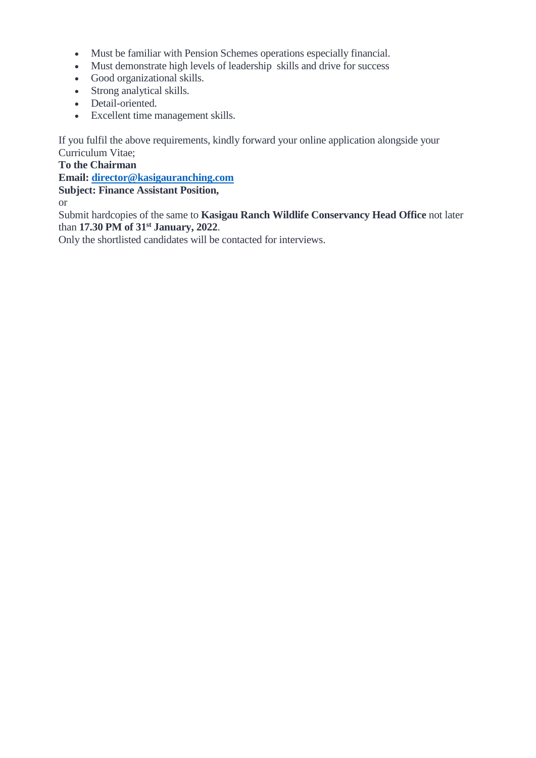- Must be familiar with Pension Schemes operations especially financial.
- Must demonstrate high levels of leadership skills and drive for success
- Good organizational skills.
- Strong analytical skills.
- Detail-oriented.
- Excellent time management skills.

If you fulfil the above requirements, kindly forward your online application alongside your Curriculum Vitae;
**To the Chairman**
**Email: [director@kasigauranching.com](mailto:director@kasigauranching.com)**
**Subject: Finance Assistant Position,**
or
Submit hardcopies of the same to **Kasigau Ranch Wildlife Conservancy Head Office** not later than **17.30 PM of 31st January, 2022**.
Only the shortlisted candidates will be contacted for interviews.